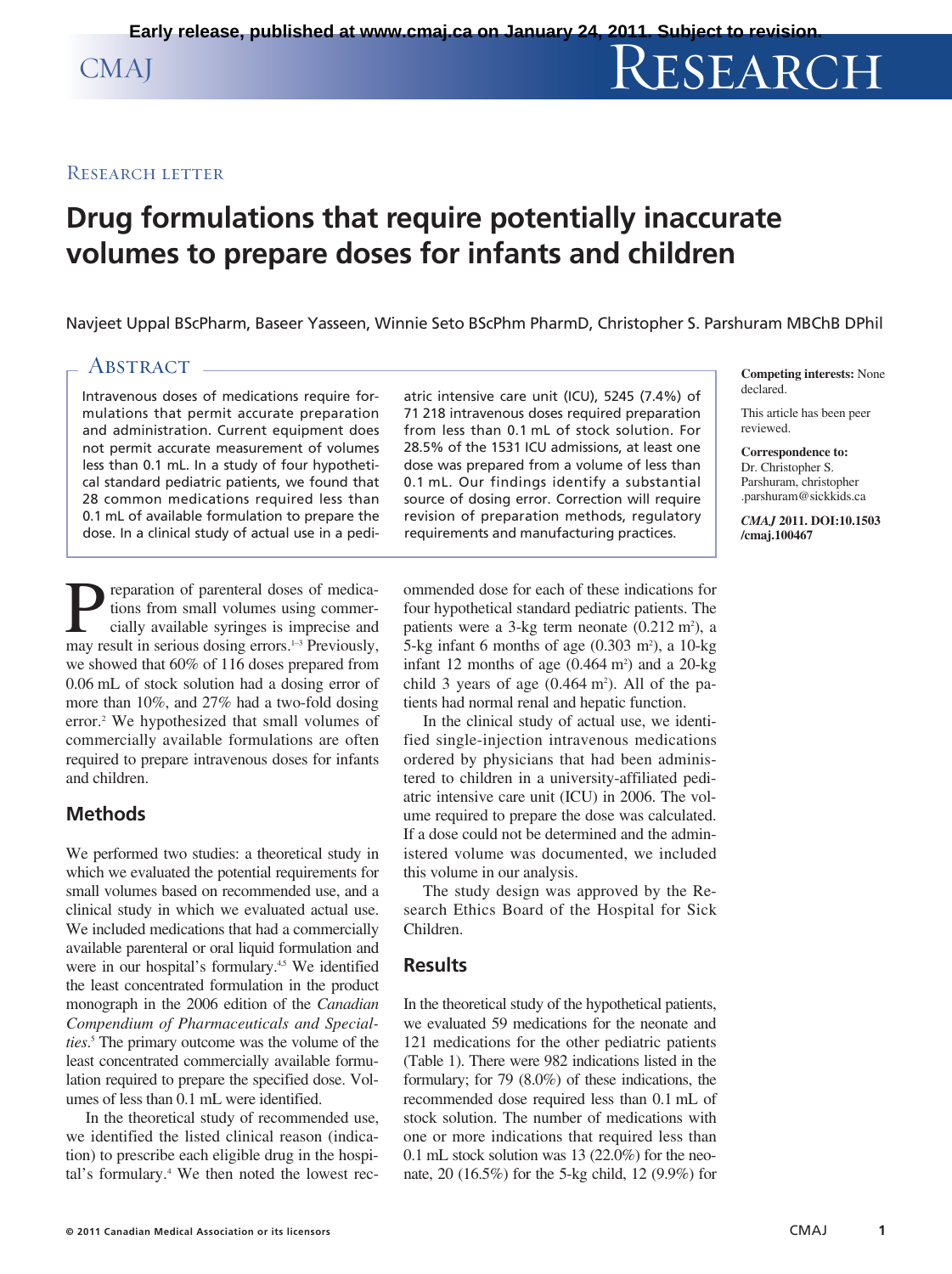Early release, published at www.cmaj.ca on January 24, 2011. Subject to revision.

Research letter

# Drug formulations that require potentially inaccurate volumes to prepare doses for infants and children

Navjeet Uppal BScPharm, Baseer Yasseen, Winnie Seto BScPhm PharmD, Christopher S. Parshuram MBChB DPhil

## Abstract

Intravenous doses of medications require formulations that permit accurate preparation and administration. Current equipment does not permit accurate measurement of volumes less than 0.1 mL. In a study of four hypothetical standard pediatric patients, we found that 28 common medications required less than 0.1 mL of available formulation to prepare the dose. In a clinical study of actual use in a pediatric intensive care unit (ICU), 5245 (7.4%) of 71 218 intravenous doses required preparation from less than 0.1 mL of stock solution. For 28.5% of the 1531 ICU admissions, at least one dose was prepared from a volume of less than 0.1 mL. Our findings identify a substantial source of dosing error. Correction will require revision of preparation methods, regulatory requirements and manufacturing practices.

**Competing interests:** None declared.

This article has been peer reviewed.

**Correspondence to:** Dr. Christopher S. Parshuram, christopher.parshuram@sickkids.ca

*CMAJ* 2011. DOI:10.1503/cmaj.100467

Preparation of parenteral doses of medications from small volumes using commercially available syringes is imprecise and may result in serious dosing errors.[1–3] Previously, we showed that 60% of 116 doses prepared from 0.06 mL of stock solution had a dosing error of more than 10%, and 27% had a two-fold dosing error.[2] We hypothesized that small volumes of commercially available formulations are often required to prepare intravenous doses for infants and children.

## Methods

We performed two studies: a theoretical study in which we evaluated the potential requirements for small volumes based on recommended use, and a clinical study in which we evaluated actual use. We included medications that had a commercially available parenteral or oral liquid formulation and were in our hospital's formulary.[4,5] We identified the least concentrated formulation in the product monograph in the 2006 edition of the *Canadian Compendium of Pharmaceuticals and Specialties*.[5] The primary outcome was the volume of the least concentrated commercially available formulation required to prepare the specified dose. Volumes of less than 0.1 mL were identified.

In the theoretical study of recommended use, we identified the listed clinical reason (indication) to prescribe each eligible drug in the hospital's formulary.[4] We then noted the lowest recommended dose for each of these indications for four hypothetical standard pediatric patients. The patients were a 3-kg term neonate (0.212 $m^2$), a 5-kg infant 6 months of age (0.303 $m^2$), a 10-kg infant 12 months of age (0.464 $m^2$) and a 20-kg child 3 years of age (0.464 $m^2$). All of the patients had normal renal and hepatic function.

In the clinical study of actual use, we identified single-injection intravenous medications ordered by physicians that had been administered to children in a university-affiliated pediatric intensive care unit (ICU) in 2006. The volume required to prepare the dose was calculated. If a dose could not be determined and the administered volume was documented, we included this volume in our analysis.

The study design was approved by the Research Ethics Board of the Hospital for Sick Children.

## Results

In the theoretical study of the hypothetical patients, we evaluated 59 medications for the neonate and 121 medications for the other pediatric patients (Table 1). There were 982 indications listed in the formulary; for 79 (8.0%) of these indications, the recommended dose required less than 0.1 mL of stock solution. The number of medications with one or more indications that required less than 0.1 mL stock solution was 13 (22.0%) for the neonate, 20 (16.5%) for the 5-kg child, 12 (9.9%) for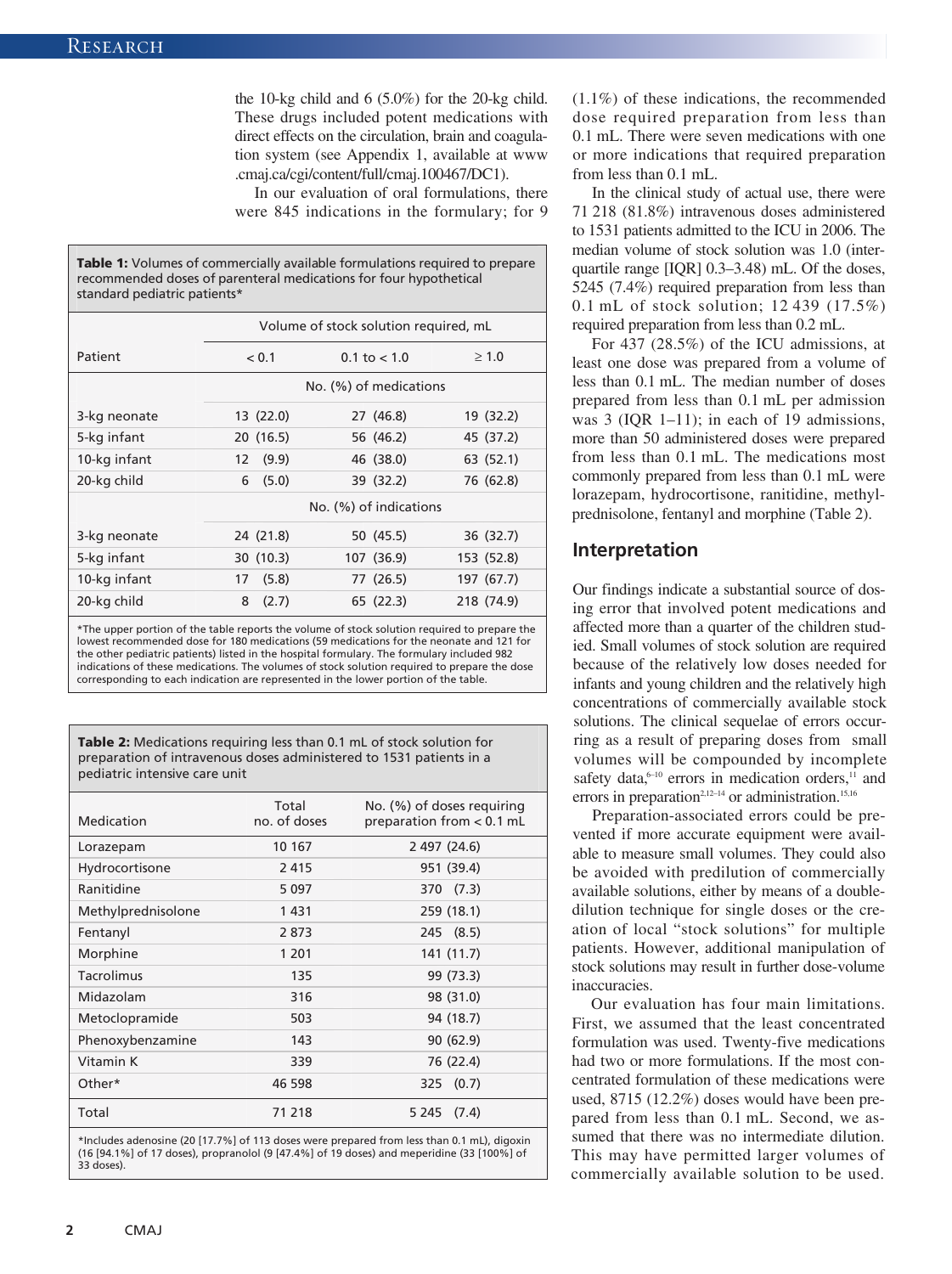the 10-kg child and 6 (5.0%) for the 20-kg child. These drugs included potent medications with direct effects on the circulation, brain and coagulation system (see Appendix 1, available at www.cmaj.ca/cgi/content/full/cmaj.100467/DC1).

In our evaluation of oral formulations, there were 845 indications in the formulary; for 9 (1.1%) of these indications, the recommended dose required preparation from less than 0.1 mL. There were seven medications with one or more indications that required preparation from less than 0.1 mL.

**Table 1:** Volumes of commercially available formulations required to prepare recommended doses of parenteral medications for four hypothetical standard pediatric patients*

| Patient | Volume of stock solution required, mL | | |
|---|---|---|---|
| | < 0.1 | 0.1 to < 1.0 | ≥ 1.0 |
| | No. (%) of medications | | |
| 3-kg neonate | 13 (22.0) | 27 (46.8) | 19 (32.2) |
| 5-kg infant | 20 (16.5) | 56 (46.2) | 45 (37.2) |
| 10-kg infant | 12 (9.9) | 46 (38.0) | 63 (52.1) |
| 20-kg child | 6 (5.0) | 39 (32.2) | 76 (62.8) |
| | No. (%) of indications | | |
| 3-kg neonate | 24 (21.8) | 50 (45.5) | 36 (32.7) |
| 5-kg infant | 30 (10.3) | 107 (36.9) | 153 (52.8) |
| 10-kg infant | 17 (5.8) | 77 (26.5) | 197 (67.7) |
| 20-kg child | 8 (2.7) | 65 (22.3) | 218 (74.9) |

*The upper portion of the table reports the volume of stock solution required to prepare the lowest recommended dose for 180 medications (59 medications for the neonate and 121 for the other pediatric patients) listed in the hospital formulary. The formulary included 982 indications of these medications. The volumes of stock solution required to prepare the dose corresponding to each indication are represented in the lower portion of the table.

**Table 2:** Medications requiring less than 0.1 mL of stock solution for preparation of intravenous doses administered to 1531 patients in a pediatric intensive care unit

| Medication | Total no. of doses | No. (%) of doses requiring preparation from < 0.1 mL |
|---|---|---|
| Lorazepam | 10 167 | 2 497 (24.6) |
| Hydrocortisone | 2 415 | 951 (39.4) |
| Ranitidine | 5 097 | 370 (7.3) |
| Methylprednisolone | 1 431 | 259 (18.1) |
| Fentanyl | 2 873 | 245 (8.5) |
| Morphine | 1 201 | 141 (11.7) |
| Tacrolimus | 135 | 99 (73.3) |
| Midazolam | 316 | 98 (31.0) |
| Metoclopramide | 503 | 94 (18.7) |
| Phenoxybenzamine | 143 | 90 (62.9) |
| Vitamin K | 339 | 76 (22.4) |
| Other* | 46 598 | 325 (0.7) |
| Total | 71 218 | 5 245 (7.4) |

*Includes adenosine (20 [17.7%] of 113 doses were prepared from less than 0.1 mL), digoxin (16 [94.1%] of 17 doses), propranolol (9 [47.4%] of 19 doses) and meperidine (33 [100%] of 33 doses).

In the clinical study of actual use, there were 71 218 (81.8%) intravenous doses administered to 1531 patients admitted to the ICU in 2006. The median volume of stock solution was 1.0 (interquartile range [IQR] 0.3–3.48) mL. Of the doses, 5245 (7.4%) required preparation from less than 0.1 mL of stock solution; 12 439 (17.5%) required preparation from less than 0.2 mL.

For 437 (28.5%) of the ICU admissions, at least one dose was prepared from a volume of less than 0.1 mL. The median number of doses prepared from less than 0.1 mL per admission was 3 (IQR 1–11); in each of 19 admissions, more than 50 administered doses were prepared from less than 0.1 mL. The medications most commonly prepared from less than 0.1 mL were lorazepam, hydrocortisone, ranitidine, methylprednisolone, fentanyl and morphine (Table 2).

## Interpretation

Our findings indicate a substantial source of dosing error that involved potent medications and affected more than a quarter of the children studied. Small volumes of stock solution are required because of the relatively low doses needed for infants and young children and the relatively high concentrations of commercially available stock solutions. The clinical sequelae of errors occurring as a result of preparing doses from small volumes will be compounded by incomplete safety data,[6–10] errors in medication orders,[11] and errors in preparation[2,12–14] or administration.[15,16]

Preparation-associated errors could be prevented if more accurate equipment were available to measure small volumes. They could also be avoided with predilution of commercially available solutions, either by means of a double-dilution technique for single doses or the creation of local "stock solutions" for multiple patients. However, additional manipulation of stock solutions may result in further dose-volume inaccuracies.

Our evaluation has four main limitations. First, we assumed that the least concentrated formulation was used. Twenty-five medications had two or more formulations. If the most concentrated formulation of these medications were used, 8715 (12.2%) doses would have been prepared from less than 0.1 mL. Second, we assumed that there was no intermediate dilution. This may have permitted larger volumes of commercially available solution to be used.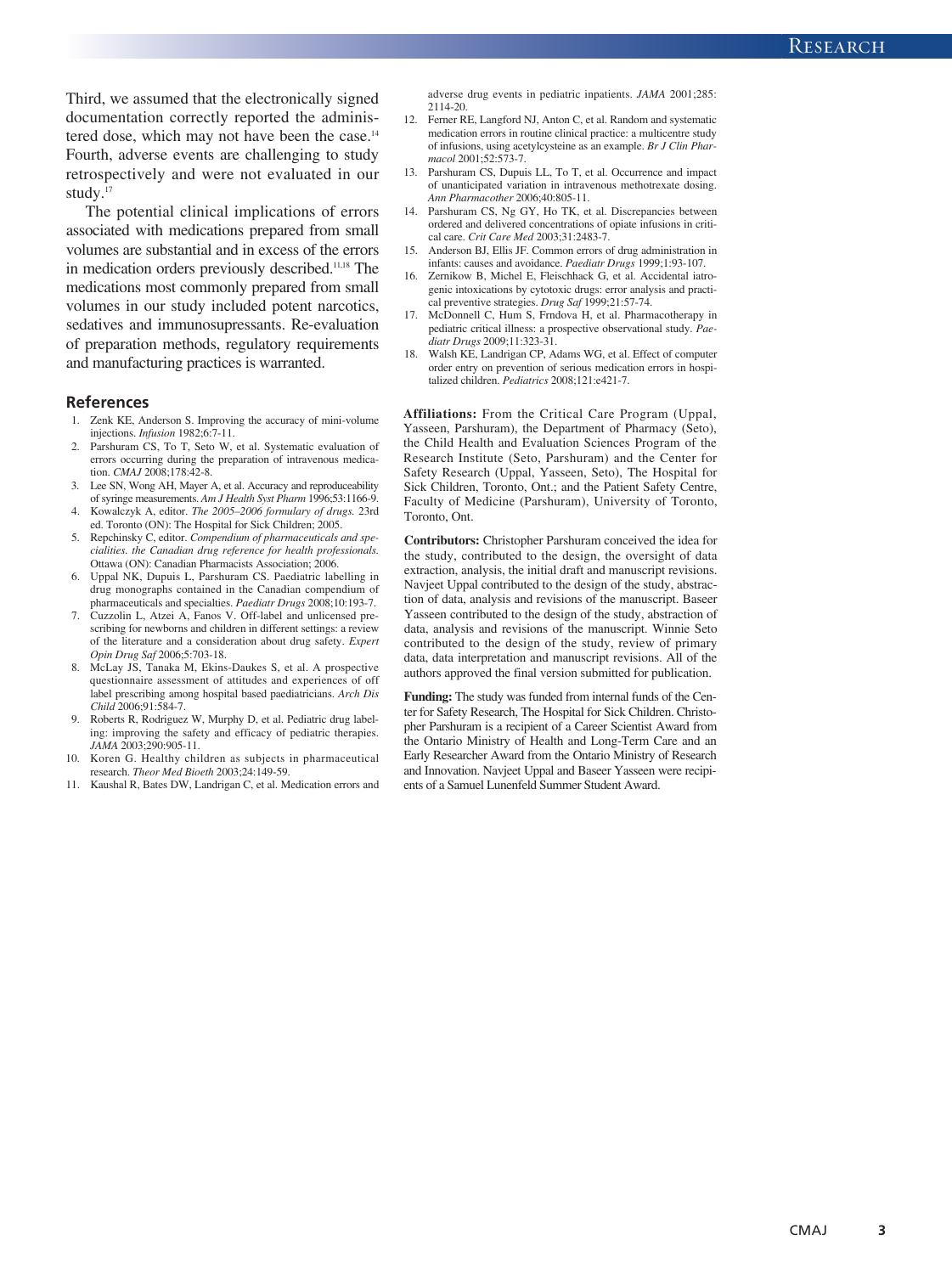Third, we assumed that the electronically signed documentation correctly reported the administered dose, which may not have been the case.[14] Fourth, adverse events are challenging to study retrospectively and were not evaluated in our study.[17]

The potential clinical implications of errors associated with medications prepared from small volumes are substantial and in excess of the errors in medication orders previously described.[11,18] The medications most commonly prepared from small volumes in our study included potent narcotics, sedatives and immunosupressants. Re-evaluation of preparation methods, regulatory requirements and manufacturing practices is warranted.

## References

1. Zenk KE, Anderson S. Improving the accuracy of mini-volume injections. *Infusion* 1982;6:7-11.
2. Parshuram CS, To T, Seto W, et al. Systematic evaluation of errors occurring during the preparation of intravenous medication. *CMAJ* 2008;178:42-8.
3. Lee SN, Wong AH, Mayer A, et al. Accuracy and reproduceability of syringe measurements. *Am J Health Syst Pharm* 1996;53:1166-9.
4. Kowalczyk A, editor. *The 2005–2006 formulary of drugs.* 23rd ed. Toronto (ON): The Hospital for Sick Children; 2005.
5. Repchinsky C, editor. *Compendium of pharmaceuticals and specialities. the Canadian drug reference for health professionals.* Ottawa (ON): Canadian Pharmacists Association; 2006.
6. Uppal NK, Dupuis L, Parshuram CS. Paediatric labelling in drug monographs contained in the Canadian compendium of pharmaceuticals and specialties. *Paediatr Drugs* 2008;10:193-7.
7. Cuzzolin L, Atzei A, Fanos V. Off-label and unlicensed prescribing for newborns and children in different settings: a review of the literature and a consideration about drug safety. *Expert Opin Drug Saf* 2006;5:703-18.
8. McLay JS, Tanaka M, Ekins-Daukes S, et al. A prospective questionnaire assessment of attitudes and experiences of off label prescribing among hospital based paediatricians. *Arch Dis Child* 2006;91:584-7.
9. Roberts R, Rodriguez W, Murphy D, et al. Pediatric drug labeling: improving the safety and efficacy of pediatric therapies. *JAMA* 2003;290:905-11.
10. Koren G. Healthy children as subjects in pharmaceutical research. *Theor Med Bioeth* 2003;24:149-59.
11. Kaushal R, Bates DW, Landrigan C, et al. Medication errors and adverse drug events in pediatric inpatients. *JAMA* 2001;285:2114-20.
12. Ferner RE, Langford NJ, Anton C, et al. Random and systematic medication errors in routine clinical practice: a multicentre study of infusions, using acetylcysteine as an example. *Br J Clin Pharmacol* 2001;52:573-7.
13. Parshuram CS, Dupuis LL, To T, et al. Occurrence and impact of unanticipated variation in intravenous methotrexate dosing. *Ann Pharmacother* 2006;40:805-11.
14. Parshuram CS, Ng GY, Ho TK, et al. Discrepancies between ordered and delivered concentrations of opiate infusions in critical care. *Crit Care Med* 2003;31:2483-7.
15. Anderson BJ, Ellis JF. Common errors of drug administration in infants: causes and avoidance. *Paediatr Drugs* 1999;1:93-107.
16. Zernikow B, Michel E, Fleischhack G, et al. Accidental iatrogenic intoxications by cytotoxic drugs: error analysis and practical preventive strategies. *Drug Saf* 1999;21:57-74.
17. McDonnell C, Hum S, Frndova H, et al. Pharmacotherapy in pediatric critical illness: a prospective observational study. *Paediatr Drugs* 2009;11:323-31.
18. Walsh KE, Landrigan CP, Adams WG, et al. Effect of computer order entry on prevention of serious medication errors in hospitalized children. *Pediatrics* 2008;121:e421-7.

**Affiliations:** From the Critical Care Program (Uppal, Yasseen, Parshuram), the Department of Pharmacy (Seto), the Child Health and Evaluation Sciences Program of the Research Institute (Seto, Parshuram) and the Center for Safety Research (Uppal, Yasseen, Seto), The Hospital for Sick Children, Toronto, Ont.; and the Patient Safety Centre, Faculty of Medicine (Parshuram), University of Toronto, Toronto, Ont.

**Contributors:** Christopher Parshuram conceived the idea for the study, contributed to the design, the oversight of data extraction, analysis, the initial draft and manuscript revisions. Navjeet Uppal contributed to the design of the study, abstraction of data, analysis and revisions of the manuscript. Baseer Yasseen contributed to the design of the study, abstraction of data, analysis and revisions of the manuscript. Winnie Seto contributed to the design of the study, review of primary data, data interpretation and manuscript revisions. All of the authors approved the final version submitted for publication.

**Funding:** The study was funded from internal funds of the Center for Safety Research, The Hospital for Sick Children. Christopher Parshuram is a recipient of a Career Scientist Award from the Ontario Ministry of Health and Long-Term Care and an Early Researcher Award from the Ontario Ministry of Research and Innovation. Navjeet Uppal and Baseer Yasseen were recipients of a Samuel Lunenfeld Summer Student Award.